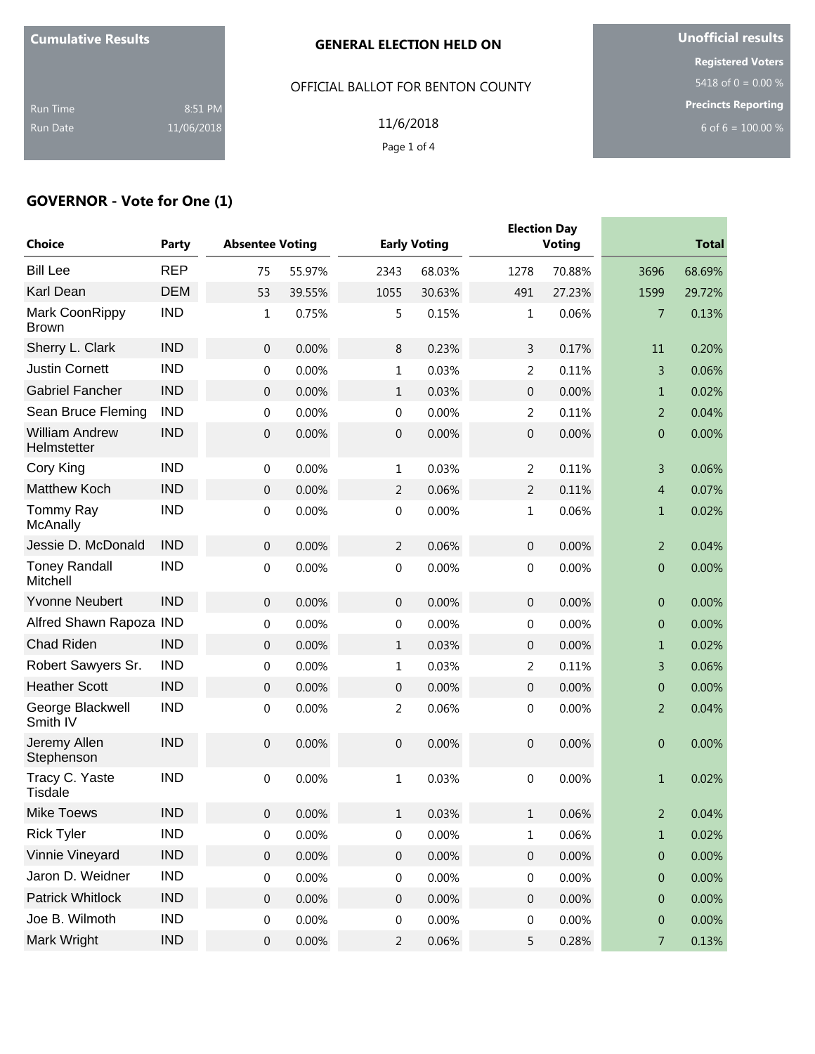| Cumulative Results | |
|---|---|
| Run Time | 8:51 PM |
| Run Date | 11/06/2018 |

**GENERAL ELECTION HELD ON**

OFFICIAL BALLOT FOR BENTON COUNTY

11/6/2018

| Unofficial results |
|---|
| **Registered Voters** |
| 5418 of 0 = 0.00 % |
| **Precincts Reporting** |
| 6 of 6 = 100.00 % |

## GOVERNOR - Vote for One (1)

| Choice | Party | Absentee Voting | | Early Voting | | Election Day Voting | | Total | |
|---|---|---|---|---|---|---|---|---|---|
| Bill Lee | REP | 75 | 55.97% | 2343 | 68.03% | 1278 | 70.88% | 3696 | 68.69% |
| Karl Dean | DEM | 53 | 39.55% | 1055 | 30.63% | 491 | 27.23% | 1599 | 29.72% |
| Mark CoonRippy Brown | IND | 1 | 0.75% | 5 | 0.15% | 1 | 0.06% | 7 | 0.13% |
| Sherry L. Clark | IND | 0 | 0.00% | 8 | 0.23% | 3 | 0.17% | 11 | 0.20% |
| Justin Cornett | IND | 0 | 0.00% | 1 | 0.03% | 2 | 0.11% | 3 | 0.06% |
| Gabriel Fancher | IND | 0 | 0.00% | 1 | 0.03% | 0 | 0.00% | 1 | 0.02% |
| Sean Bruce Fleming | IND | 0 | 0.00% | 0 | 0.00% | 2 | 0.11% | 2 | 0.04% |
| William Andrew Helmstetter | IND | 0 | 0.00% | 0 | 0.00% | 0 | 0.00% | 0 | 0.00% |
| Cory King | IND | 0 | 0.00% | 1 | 0.03% | 2 | 0.11% | 3 | 0.06% |
| Matthew Koch | IND | 0 | 0.00% | 2 | 0.06% | 2 | 0.11% | 4 | 0.07% |
| Tommy Ray McAnally | IND | 0 | 0.00% | 0 | 0.00% | 1 | 0.06% | 1 | 0.02% |
| Jessie D. McDonald | IND | 0 | 0.00% | 2 | 0.06% | 0 | 0.00% | 2 | 0.04% |
| Toney Randall Mitchell | IND | 0 | 0.00% | 0 | 0.00% | 0 | 0.00% | 0 | 0.00% |
| Yvonne Neubert | IND | 0 | 0.00% | 0 | 0.00% | 0 | 0.00% | 0 | 0.00% |
| Alfred Shawn Rapoza | IND | 0 | 0.00% | 0 | 0.00% | 0 | 0.00% | 0 | 0.00% |
| Chad Riden | IND | 0 | 0.00% | 1 | 0.03% | 0 | 0.00% | 1 | 0.02% |
| Robert Sawyers Sr. | IND | 0 | 0.00% | 1 | 0.03% | 2 | 0.11% | 3 | 0.06% |
| Heather Scott | IND | 0 | 0.00% | 0 | 0.00% | 0 | 0.00% | 0 | 0.00% |
| George Blackwell Smith IV | IND | 0 | 0.00% | 2 | 0.06% | 0 | 0.00% | 2 | 0.04% |
| Jeremy Allen Stephenson | IND | 0 | 0.00% | 0 | 0.00% | 0 | 0.00% | 0 | 0.00% |
| Tracy C. Yaste Tisdale | IND | 0 | 0.00% | 1 | 0.03% | 0 | 0.00% | 1 | 0.02% |
| Mike Toews | IND | 0 | 0.00% | 1 | 0.03% | 1 | 0.06% | 2 | 0.04% |
| Rick Tyler | IND | 0 | 0.00% | 0 | 0.00% | 1 | 0.06% | 1 | 0.02% |
| Vinnie Vineyard | IND | 0 | 0.00% | 0 | 0.00% | 0 | 0.00% | 0 | 0.00% |
| Jaron D. Weidner | IND | 0 | 0.00% | 0 | 0.00% | 0 | 0.00% | 0 | 0.00% |
| Patrick Whitlock | IND | 0 | 0.00% | 0 | 0.00% | 0 | 0.00% | 0 | 0.00% |
| Joe B. Wilmoth | IND | 0 | 0.00% | 0 | 0.00% | 0 | 0.00% | 0 | 0.00% |
| Mark Wright | IND | 0 | 0.00% | 2 | 0.06% | 5 | 0.28% | 7 | 0.13% |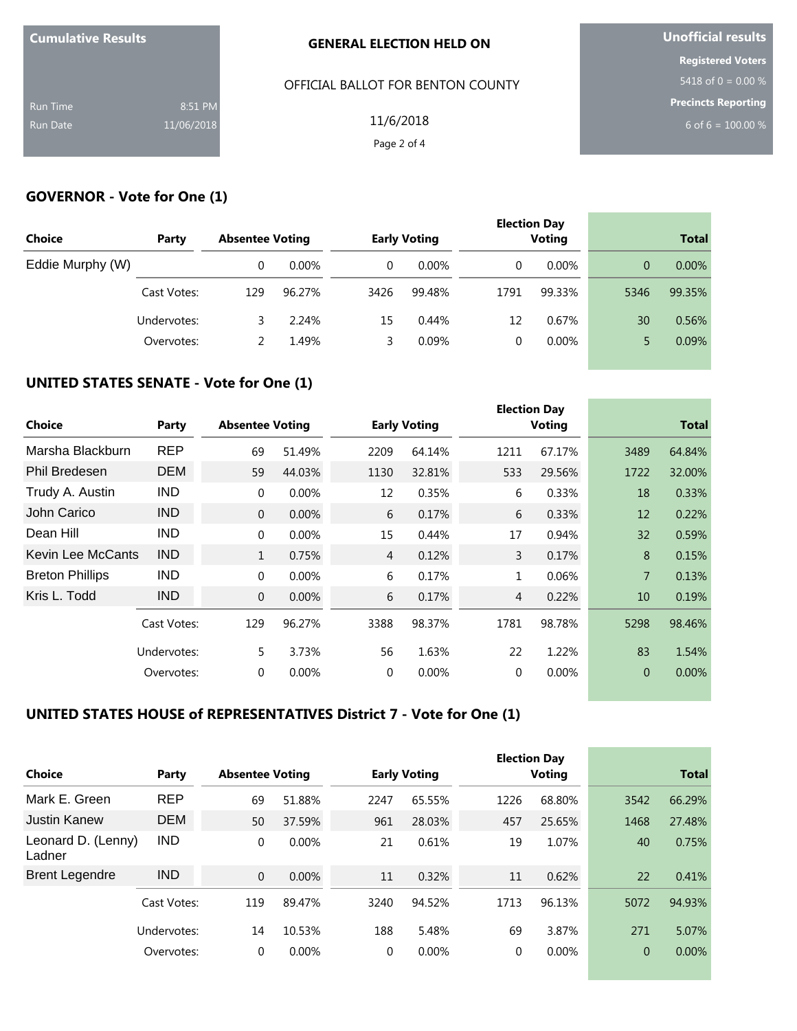**Cumulative Results**

Run Time 8:51 PM
Run Date 11/06/2018

**GENERAL ELECTION HELD ON**

OFFICIAL BALLOT FOR BENTON COUNTY

11/6/2018

**Unofficial results**

**Registered Voters**
5418 of 0 = 0.00 %

**Precincts Reporting**
6 of 6 = 100.00 %

## GOVERNOR - Vote for One (1)

| Choice | Party | Absentee Voting | | Early Voting | | Election Day Voting | | Total | |
|---|---|---|---|---|---|---|---|---|---|
| Eddie Murphy (W) | | 0 | 0.00% | 0 | 0.00% | 0 | 0.00% | 0 | 0.00% |
| | Cast Votes: | 129 | 96.27% | 3426 | 99.48% | 1791 | 99.33% | 5346 | 99.35% |
| | Undervotes: | 3 | 2.24% | 15 | 0.44% | 12 | 0.67% | 30 | 0.56% |
| | Overvotes: | 2 | 1.49% | 3 | 0.09% | 0 | 0.00% | 5 | 0.09% |

## UNITED STATES SENATE - Vote for One (1)

| Choice | Party | Absentee Voting | | Early Voting | | Election Day Voting | | Total | |
|---|---|---|---|---|---|---|---|---|---|
| Marsha Blackburn | REP | 69 | 51.49% | 2209 | 64.14% | 1211 | 67.17% | 3489 | 64.84% |
| Phil Bredesen | DEM | 59 | 44.03% | 1130 | 32.81% | 533 | 29.56% | 1722 | 32.00% |
| Trudy A. Austin | IND | 0 | 0.00% | 12 | 0.35% | 6 | 0.33% | 18 | 0.33% |
| John Carico | IND | 0 | 0.00% | 6 | 0.17% | 6 | 0.33% | 12 | 0.22% |
| Dean Hill | IND | 0 | 0.00% | 15 | 0.44% | 17 | 0.94% | 32 | 0.59% |
| Kevin Lee McCants | IND | 1 | 0.75% | 4 | 0.12% | 3 | 0.17% | 8 | 0.15% |
| Breton Phillips | IND | 0 | 0.00% | 6 | 0.17% | 1 | 0.06% | 7 | 0.13% |
| Kris L. Todd | IND | 0 | 0.00% | 6 | 0.17% | 4 | 0.22% | 10 | 0.19% |
| | Cast Votes: | 129 | 96.27% | 3388 | 98.37% | 1781 | 98.78% | 5298 | 98.46% |
| | Undervotes: | 5 | 3.73% | 56 | 1.63% | 22 | 1.22% | 83 | 1.54% |
| | Overvotes: | 0 | 0.00% | 0 | 0.00% | 0 | 0.00% | 0 | 0.00% |

## UNITED STATES HOUSE of REPRESENTATIVES District 7 - Vote for One (1)

| Choice | Party | Absentee Voting | | Early Voting | | Election Day Voting | | Total | |
|---|---|---|---|---|---|---|---|---|---|
| Mark E. Green | REP | 69 | 51.88% | 2247 | 65.55% | 1226 | 68.80% | 3542 | 66.29% |
| Justin Kanew | DEM | 50 | 37.59% | 961 | 28.03% | 457 | 25.65% | 1468 | 27.48% |
| Leonard D. (Lenny) Ladner | IND | 0 | 0.00% | 21 | 0.61% | 19 | 1.07% | 40 | 0.75% |
| Brent Legendre | IND | 0 | 0.00% | 11 | 0.32% | 11 | 0.62% | 22 | 0.41% |
| | Cast Votes: | 119 | 89.47% | 3240 | 94.52% | 1713 | 96.13% | 5072 | 94.93% |
| | Undervotes: | 14 | 10.53% | 188 | 5.48% | 69 | 3.87% | 271 | 5.07% |
| | Overvotes: | 0 | 0.00% | 0 | 0.00% | 0 | 0.00% | 0 | 0.00% |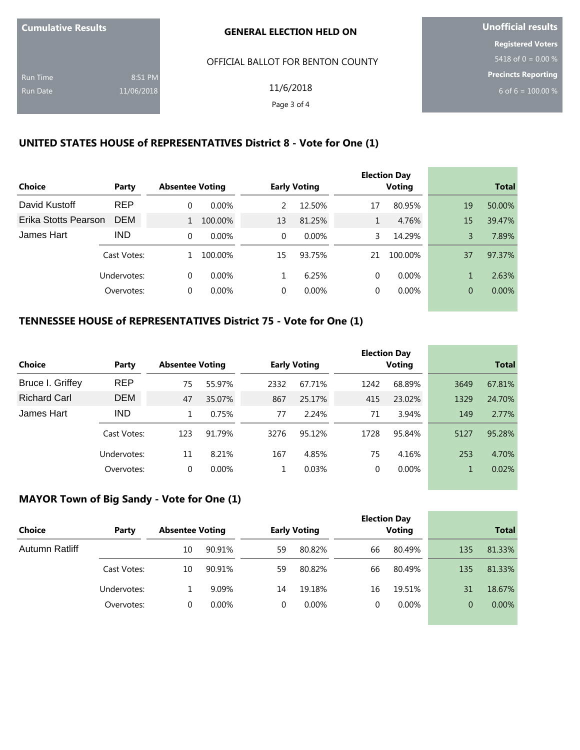| Cumulative Results | |
|---|---|
| Run Time | 8:51 PM |
| Run Date | 11/06/2018 |

**GENERAL ELECTION HELD ON**

OFFICIAL BALLOT FOR BENTON COUNTY

11/6/2018

**Unofficial results**

**Registered Voters**
5418 of 0 = 0.00 %

**Precincts Reporting**
6 of 6 = 100.00 %

## UNITED STATES HOUSE of REPRESENTATIVES District 8 - Vote for One (1)

| Choice | Party | Absentee Voting | | Early Voting | | Election Day Voting | | Total | |
|---|---|---|---|---|---|---|---|---|---|
| David Kustoff | REP | 0 | 0.00% | 2 | 12.50% | 17 | 80.95% | 19 | 50.00% |
| Erika Stotts Pearson | DEM | 1 | 100.00% | 13 | 81.25% | 1 | 4.76% | 15 | 39.47% |
| James Hart | IND | 0 | 0.00% | 0 | 0.00% | 3 | 14.29% | 3 | 7.89% |
| | Cast Votes: | 1 | 100.00% | 15 | 93.75% | 21 | 100.00% | 37 | 97.37% |
| | Undervotes: | 0 | 0.00% | 1 | 6.25% | 0 | 0.00% | 1 | 2.63% |
| | Overvotes: | 0 | 0.00% | 0 | 0.00% | 0 | 0.00% | 0 | 0.00% |

## TENNESSEE HOUSE of REPRESENTATIVES District 75 - Vote for One (1)

| Choice | Party | Absentee Voting | | Early Voting | | Election Day Voting | | Total | |
|---|---|---|---|---|---|---|---|---|---|
| Bruce I. Griffey | REP | 75 | 55.97% | 2332 | 67.71% | 1242 | 68.89% | 3649 | 67.81% |
| Richard Carl | DEM | 47 | 35.07% | 867 | 25.17% | 415 | 23.02% | 1329 | 24.70% |
| James Hart | IND | 1 | 0.75% | 77 | 2.24% | 71 | 3.94% | 149 | 2.77% |
| | Cast Votes: | 123 | 91.79% | 3276 | 95.12% | 1728 | 95.84% | 5127 | 95.28% |
| | Undervotes: | 11 | 8.21% | 167 | 4.85% | 75 | 4.16% | 253 | 4.70% |
| | Overvotes: | 0 | 0.00% | 1 | 0.03% | 0 | 0.00% | 1 | 0.02% |

## MAYOR Town of Big Sandy - Vote for One (1)

| Choice | Party | Absentee Voting | | Early Voting | | Election Day Voting | | Total | |
|---|---|---|---|---|---|---|---|---|---|
| Autumn Ratliff | | 10 | 90.91% | 59 | 80.82% | 66 | 80.49% | 135 | 81.33% |
| | Cast Votes: | 10 | 90.91% | 59 | 80.82% | 66 | 80.49% | 135 | 81.33% |
| | Undervotes: | 1 | 9.09% | 14 | 19.18% | 16 | 19.51% | 31 | 18.67% |
| | Overvotes: | 0 | 0.00% | 0 | 0.00% | 0 | 0.00% | 0 | 0.00% |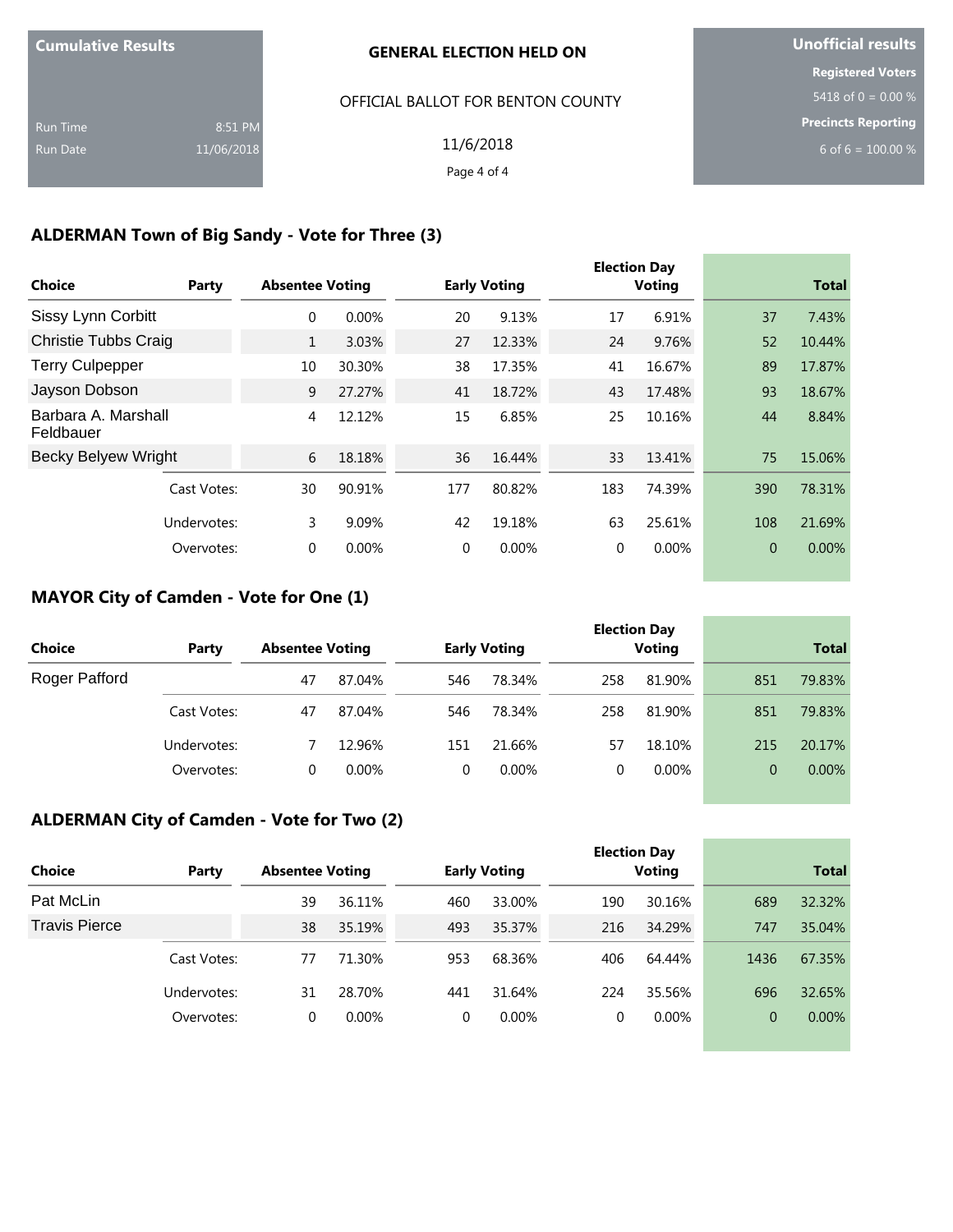| Cumulative Results | |
|---|---|
| Run Time | 8:51 PM |
| Run Date | 11/06/2018 |

**GENERAL ELECTION HELD ON**

OFFICIAL BALLOT FOR BENTON COUNTY

11/6/2018

**Unofficial results**

**Registered Voters**

5418 of 0 = 0.00 %

**Precincts Reporting**

6 of 6 = 100.00 %

## ALDERMAN Town of Big Sandy - Vote for Three (3)

| Choice | Party | Absentee Voting | | Early Voting | | Election Day Voting | | Total | |
|---|---|---|---|---|---|---|---|---|---|
| Sissy Lynn Corbitt | | 0 | 0.00% | 20 | 9.13% | 17 | 6.91% | 37 | 7.43% |
| Christie Tubbs Craig | | 1 | 3.03% | 27 | 12.33% | 24 | 9.76% | 52 | 10.44% |
| Terry Culpepper | | 10 | 30.30% | 38 | 17.35% | 41 | 16.67% | 89 | 17.87% |
| Jayson Dobson | | 9 | 27.27% | 41 | 18.72% | 43 | 17.48% | 93 | 18.67% |
| Barbara A. Marshall Feldbauer | | 4 | 12.12% | 15 | 6.85% | 25 | 10.16% | 44 | 8.84% |
| Becky Belyew Wright | | 6 | 18.18% | 36 | 16.44% | 33 | 13.41% | 75 | 15.06% |
| | Cast Votes: | 30 | 90.91% | 177 | 80.82% | 183 | 74.39% | 390 | 78.31% |
| | Undervotes: | 3 | 9.09% | 42 | 19.18% | 63 | 25.61% | 108 | 21.69% |
| | Overvotes: | 0 | 0.00% | 0 | 0.00% | 0 | 0.00% | 0 | 0.00% |

## MAYOR City of Camden - Vote for One (1)

| Choice | Party | Absentee Voting | | Early Voting | | Election Day Voting | | Total | |
|---|---|---|---|---|---|---|---|---|---|
| Roger Pafford | | 47 | 87.04% | 546 | 78.34% | 258 | 81.90% | 851 | 79.83% |
| | Cast Votes: | 47 | 87.04% | 546 | 78.34% | 258 | 81.90% | 851 | 79.83% |
| | Undervotes: | 7 | 12.96% | 151 | 21.66% | 57 | 18.10% | 215 | 20.17% |
| | Overvotes: | 0 | 0.00% | 0 | 0.00% | 0 | 0.00% | 0 | 0.00% |

## ALDERMAN City of Camden - Vote for Two (2)

| Choice | Party | Absentee Voting | | Early Voting | | Election Day Voting | | Total | |
|---|---|---|---|---|---|---|---|---|---|
| Pat McLin | | 39 | 36.11% | 460 | 33.00% | 190 | 30.16% | 689 | 32.32% |
| Travis Pierce | | 38 | 35.19% | 493 | 35.37% | 216 | 34.29% | 747 | 35.04% |
| | Cast Votes: | 77 | 71.30% | 953 | 68.36% | 406 | 64.44% | 1436 | 67.35% |
| | Undervotes: | 31 | 28.70% | 441 | 31.64% | 224 | 35.56% | 696 | 32.65% |
| | Overvotes: | 0 | 0.00% | 0 | 0.00% | 0 | 0.00% | 0 | 0.00% |